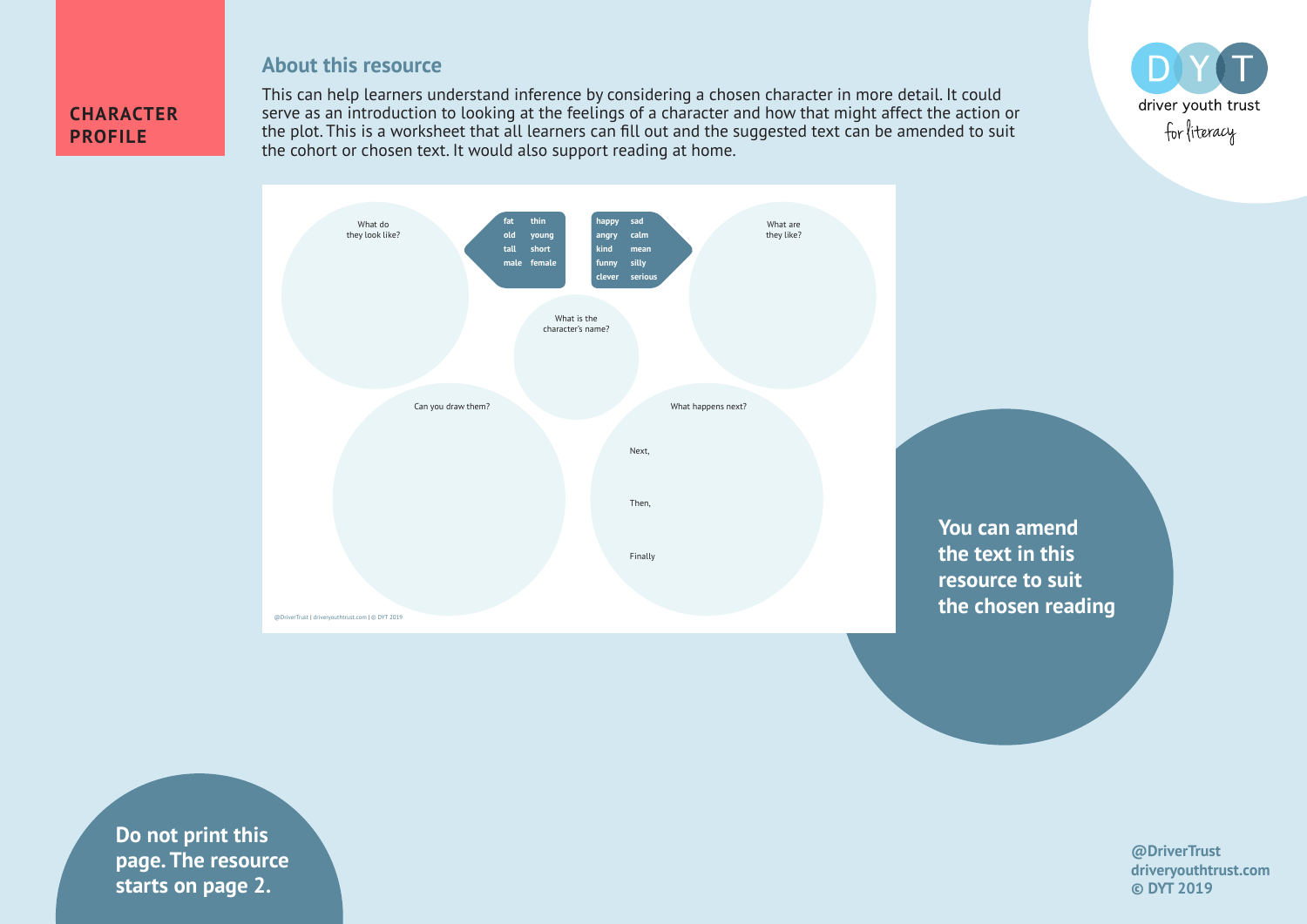# CHARACTER PROFILE

## About this resource

This can help learners understand inference by considering a chosen character in more detail. It could serve as an introduction to looking at the feelings of a character and how that might affect the action or the plot. This is a worksheet that all learners can fill out and the suggested text can be amended to suit the cohort or chosen text. It would also support reading at home.

What do they look like?

| | |
|---|---|
| fat | thin |
| old | young |
| tall | short |
| male | female |

| | |
|---|---|
| happy | sad |
| angry | calm |
| kind | mean |
| funny | silly |
| clever | serious |

What are they like?

What is the character's name?

Can you draw them?

What happens next?

Next,

Then,

Finally

@DriverTrust | driveryouthtrust.com | © DYT 2019

**You can amend the text in this resource to suit the chosen reading**

**Do not print this page. The resource starts on page 2.**

**@DriverTrust**
**driveryouthtrust.com**
**© DYT 2019**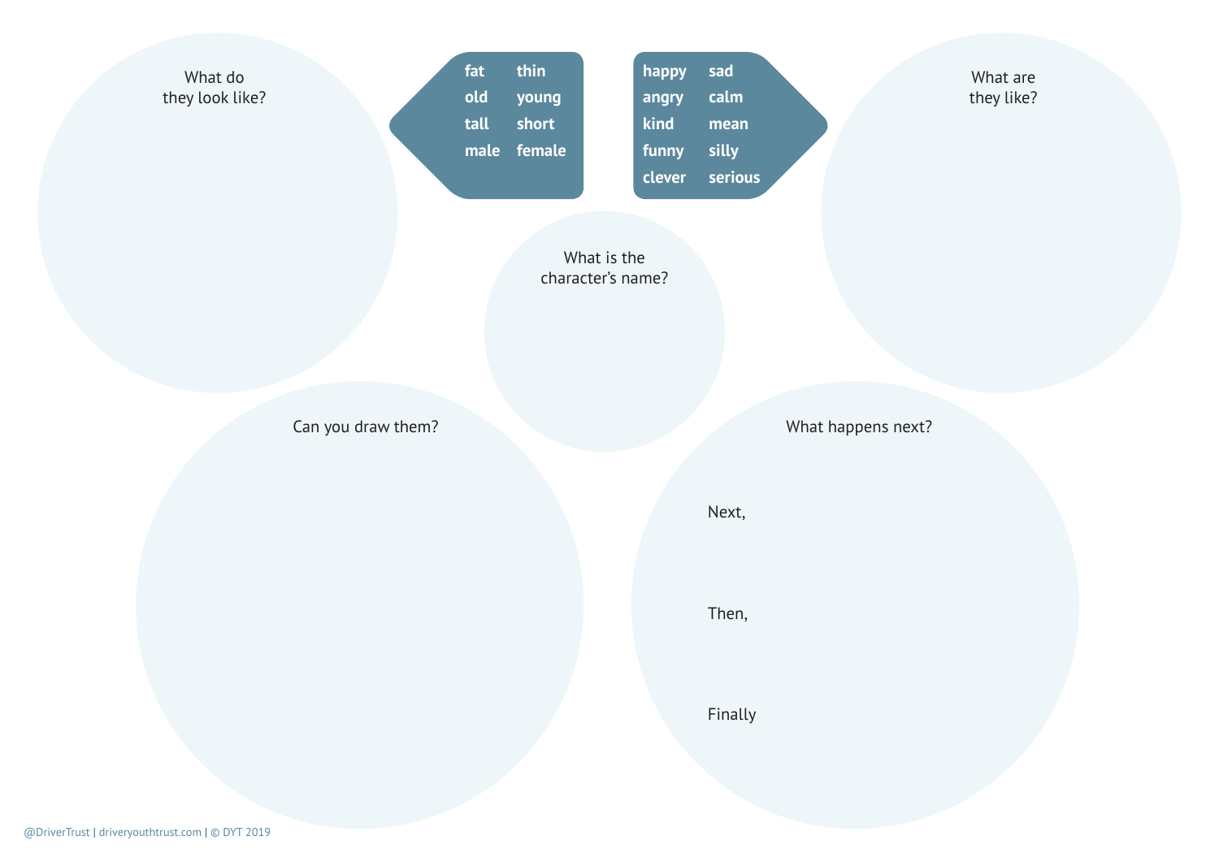What do they look like?

fat, thin, old, young, tall, short, male, female

happy, sad, angry, calm, kind, mean, funny, silly, clever, serious

What are they like?

What is the character's name?

Can you draw them?

What happens next?

Next,

Then,

Finally

@DriverTrust | driveryouthtrust.com | © DYT 2019